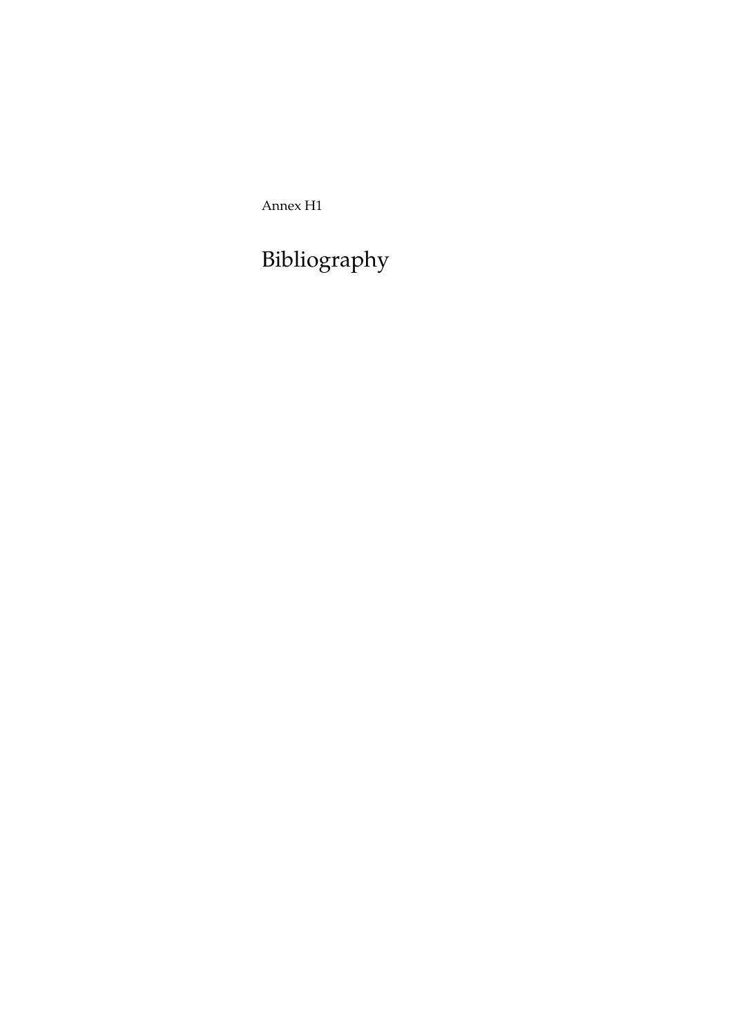Annex H1

# Bibliography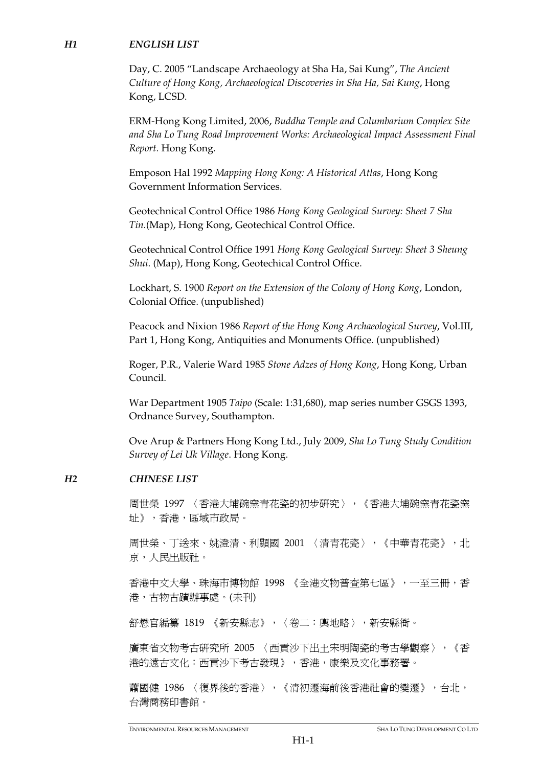## *H1 ENGLISH LIST*

Day, C. 2005 “Landscape Archaeology at Sha Ha, Sai Kung”, *The Ancient Culture of Hong Kong, Archaeological Discoveries in Sha Ha, Sai Kung*, Hong Kong, LCSD.

ERM-Hong Kong Limited, 2006, *Buddha Temple and Columbarium Complex Site and Sha Lo Tung Road Improvement Works: Archaeological Impact Assessment Final Report.* Hong Kong.

Emposon Hal 1992 *Mapping Hong Kong: A Historical Atlas*, Hong Kong Government Information Services.

Geotechnical Control Office 1986 *Hong Kong Geological Survey: Sheet 7 Sha Tin.*(Map), Hong Kong, Geotechical Control Office.

Geotechnical Control Office 1991 *Hong Kong Geological Survey: Sheet 3 Sheung Shui*. (Map), Hong Kong, Geotechical Control Office.

Lockhart, S. 1900 *Report on the Extension of the Colony of Hong Kong*, London, Colonial Office. (unpublished)

Peacock and Nixion 1986 *Report of the Hong Kong Archaeological Survey*, Vol.III, Part 1, Hong Kong, Antiquities and Monuments Office. (unpublished)

Roger, P.R., Valerie Ward 1985 *Stone Adzes of Hong Kong*, Hong Kong, Urban Council.

War Department 1905 *Taipo* (Scale: 1:31,680), map series number GSGS 1393, Ordnance Survey, Southampton.

Ove Arup & Partners Hong Kong Ltd., July 2009, *Sha Lo Tung Study Condition Survey of Lei Uk Village*. Hong Kong.

## *H2 CHINESE LIST*

周世榮 1997 〈香港大埔碗窯青花瓷的初步研究〉，《香港大埔碗窯青花瓷窯址》，香港，區域市政局。

周世榮、丁送來、姚澄清、利顯國 2001 〈清青花瓷〉，《中華青花瓷》，北京，人民出版社。

香港中文大學、珠海市博物館 1998 《全港文物普查第七區》，一至三冊，香港，古物古蹟辦事處。(未刊)

舒懋官編纂 1819 《新安縣志》，〈卷二：輿地略〉，新安縣衙。

廣東省文物考古研究所 2005 〈西貢沙下出土宋明陶瓷的考古學觀察〉，《香港的遠古文化：西貢沙下考古發現》，香港，康樂及文化事務署。

蕭國健 1986 〈復界後的香港〉，《清初遷海前後香港社會的變遷》，台北，台灣商務印書館。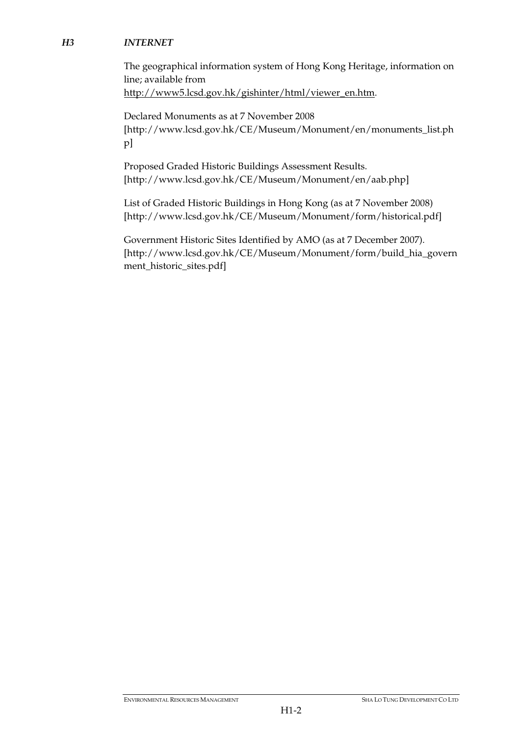### *H3 INTERNET*

The geographical information system of Hong Kong Heritage, information on line; available from http://www5.lcsd.gov.hk/gishinter/html/viewer_en.htm.

Declared Monuments as at 7 November 2008 [http://www.lcsd.gov.hk/CE/Museum/Monument/en/monuments_list.php]

Proposed Graded Historic Buildings Assessment Results. [http://www.lcsd.gov.hk/CE/Museum/Monument/en/aab.php]

List of Graded Historic Buildings in Hong Kong (as at 7 November 2008) [http://www.lcsd.gov.hk/CE/Museum/Monument/form/historical.pdf]

Government Historic Sites Identified by AMO (as at 7 December 2007). [http://www.lcsd.gov.hk/CE/Museum/Monument/form/build_hia_government_historic_sites.pdf]